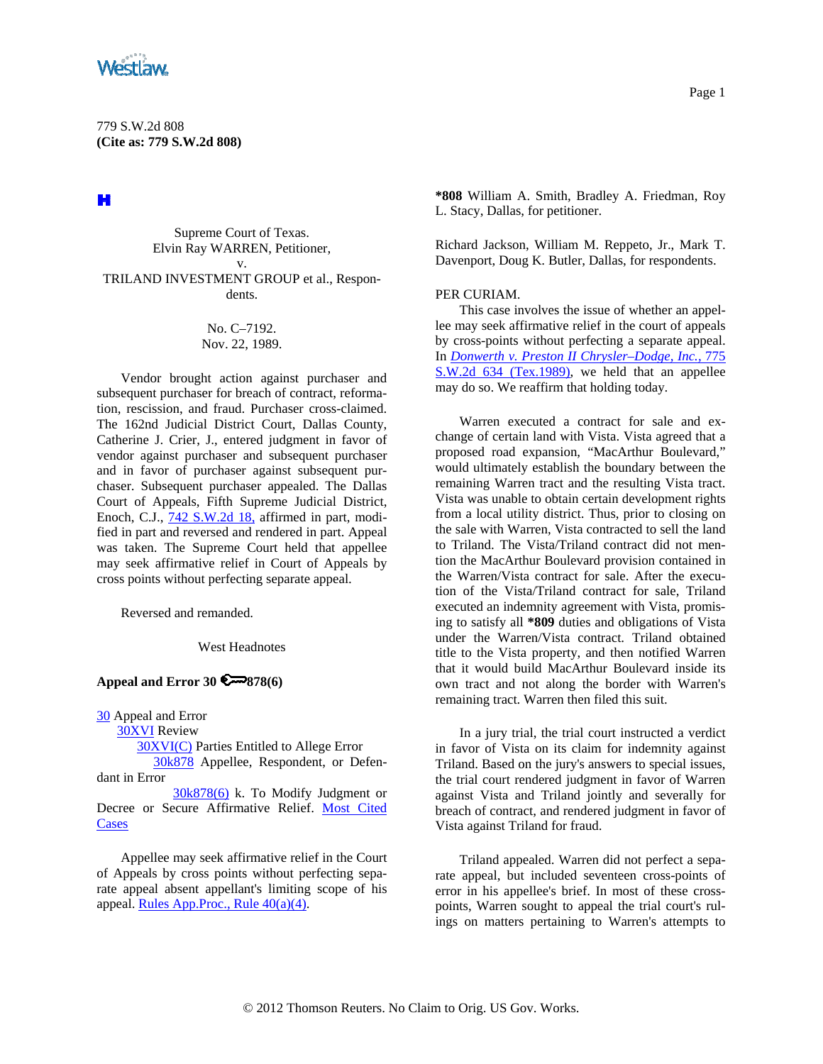779 S.W.2d 808
**(Cite as: 779 S.W.2d 808)**

Supreme Court of Texas.
Elvin Ray WARREN, Petitioner,
v.
TRILAND INVESTMENT GROUP et al., Respondents.

No. C–7192.
Nov. 22, 1989.

Vendor brought action against purchaser and subsequent purchaser for breach of contract, reformation, rescission, and fraud. Purchaser cross-claimed. The 162nd Judicial District Court, Dallas County, Catherine J. Crier, J., entered judgment in favor of vendor against purchaser and subsequent purchaser and in favor of purchaser against subsequent purchaser. Subsequent purchaser appealed. The Dallas Court of Appeals, Fifth Supreme Judicial District, Enoch, C.J., 742 S.W.2d 18, affirmed in part, modified in part and reversed and rendered in part. Appeal was taken. The Supreme Court held that appellee may seek affirmative relief in Court of Appeals by cross points without perfecting separate appeal.

Reversed and remanded.

West Headnotes

**Appeal and Error 30 878(6)**

30 Appeal and Error
30XVI Review
30XVI(C) Parties Entitled to Allege Error
30k878 Appellee, Respondent, or Defendant in Error
30k878(6) k. To Modify Judgment or Decree or Secure Affirmative Relief. Most Cited Cases

Appellee may seek affirmative relief in the Court of Appeals by cross points without perfecting separate appeal absent appellant's limiting scope of his appeal. Rules App.Proc., Rule 40(a)(4).

**\*808** William A. Smith, Bradley A. Friedman, Roy L. Stacy, Dallas, for petitioner.

Richard Jackson, William M. Reppeto, Jr., Mark T. Davenport, Doug K. Butler, Dallas, for respondents.

PER CURIAM.

This case involves the issue of whether an appellee may seek affirmative relief in the court of appeals by cross-points without perfecting a separate appeal. In *Donwerth v. Preston II Chrysler–Dodge, Inc.*, 775 S.W.2d 634 (Tex.1989), we held that an appellee may do so. We reaffirm that holding today.

Warren executed a contract for sale and exchange of certain land with Vista. Vista agreed that a proposed road expansion, "MacArthur Boulevard," would ultimately establish the boundary between the remaining Warren tract and the resulting Vista tract. Vista was unable to obtain certain development rights from a local utility district. Thus, prior to closing on the sale with Warren, Vista contracted to sell the land to Triland. The Vista/Triland contract did not mention the MacArthur Boulevard provision contained in the Warren/Vista contract for sale. After the execution of the Vista/Triland contract for sale, Triland executed an indemnity agreement with Vista, promising to satisfy all **\*809** duties and obligations of Vista under the Warren/Vista contract. Triland obtained title to the Vista property, and then notified Warren that it would build MacArthur Boulevard inside its own tract and not along the border with Warren's remaining tract. Warren then filed this suit.

In a jury trial, the trial court instructed a verdict in favor of Vista on its claim for indemnity against Triland. Based on the jury's answers to special issues, the trial court rendered judgment in favor of Warren against Vista and Triland jointly and severally for breach of contract, and rendered judgment in favor of Vista against Triland for fraud.

Triland appealed. Warren did not perfect a separate appeal, but included seventeen cross-points of error in his appellee's brief. In most of these cross-points, Warren sought to appeal the trial court's rulings on matters pertaining to Warren's attempts to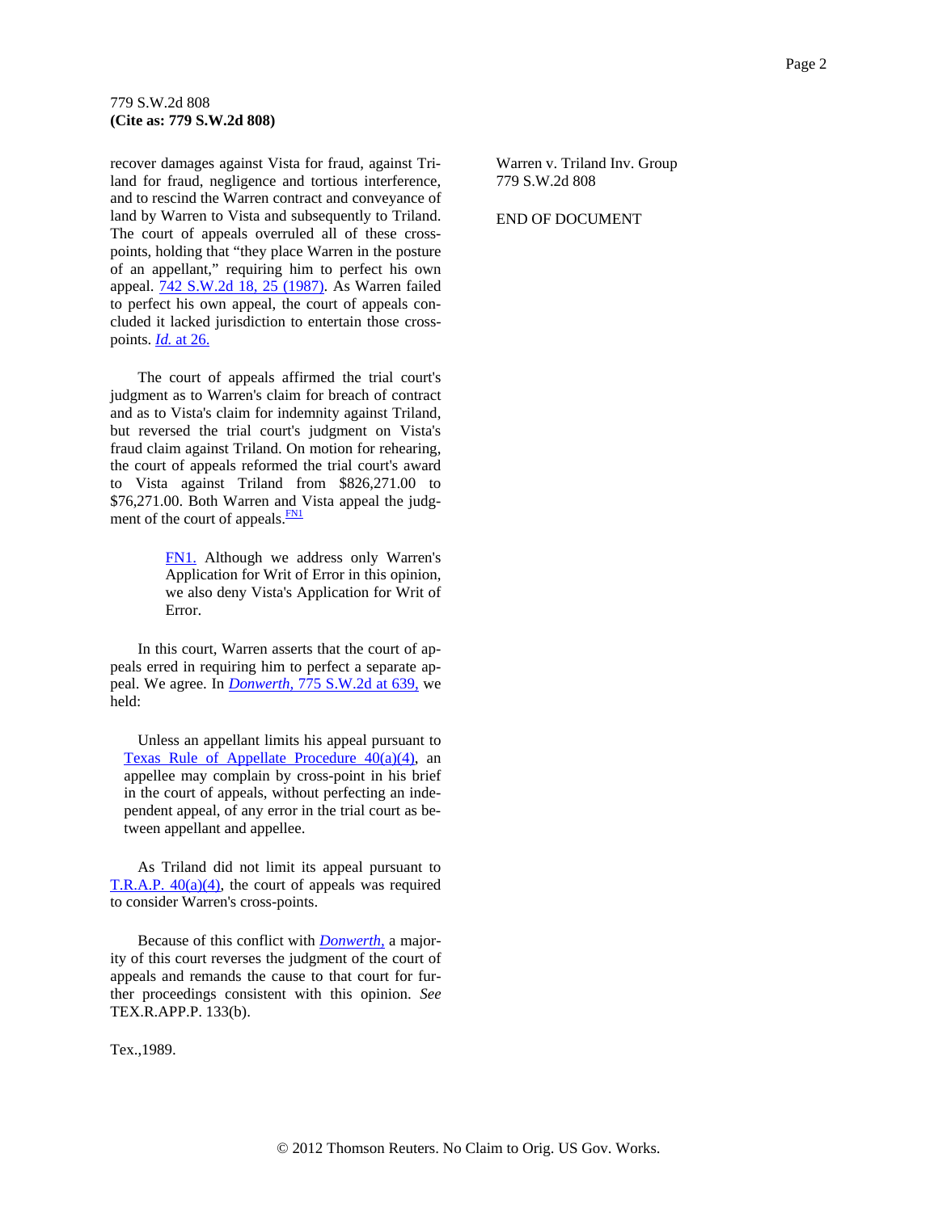recover damages against Vista for fraud, against Triland for fraud, negligence and tortious interference, and to rescind the Warren contract and conveyance of land by Warren to Vista and subsequently to Triland. The court of appeals overruled all of these cross-points, holding that "they place Warren in the posture of an appellant," requiring him to perfect his own appeal. 742 S.W.2d 18, 25 (1987). As Warren failed to perfect his own appeal, the court of appeals concluded it lacked jurisdiction to entertain those cross-points. *Id.* at 26.

The court of appeals affirmed the trial court's judgment as to Warren's claim for breach of contract and as to Vista's claim for indemnity against Triland, but reversed the trial court's judgment on Vista's fraud claim against Triland. On motion for rehearing, the court of appeals reformed the trial court's award to Vista against Triland from $826,271.00 to $76,271.00. Both Warren and Vista appeal the judgment of the court of appeals.[FN1]

> FN1. Although we address only Warren's Application for Writ of Error in this opinion, we also deny Vista's Application for Writ of Error.

In this court, Warren asserts that the court of appeals erred in requiring him to perfect a separate appeal. We agree. In *Donwerth,* 775 S.W.2d at 639, we held:

> Unless an appellant limits his appeal pursuant to Texas Rule of Appellate Procedure 40(a)(4), an appellee may complain by cross-point in his brief in the court of appeals, without perfecting an independent appeal, of any error in the trial court as between appellant and appellee.

As Triland did not limit its appeal pursuant to T.R.A.P. 40(a)(4), the court of appeals was required to consider Warren's cross-points.

Because of this conflict with *Donwerth,* a majority of this court reverses the judgment of the court of appeals and remands the cause to that court for further proceedings consistent with this opinion. *See* TEX.R.APP.P. 133(b).

Tex.,1989.

Warren v. Triland Inv. Group
779 S.W.2d 808

END OF DOCUMENT